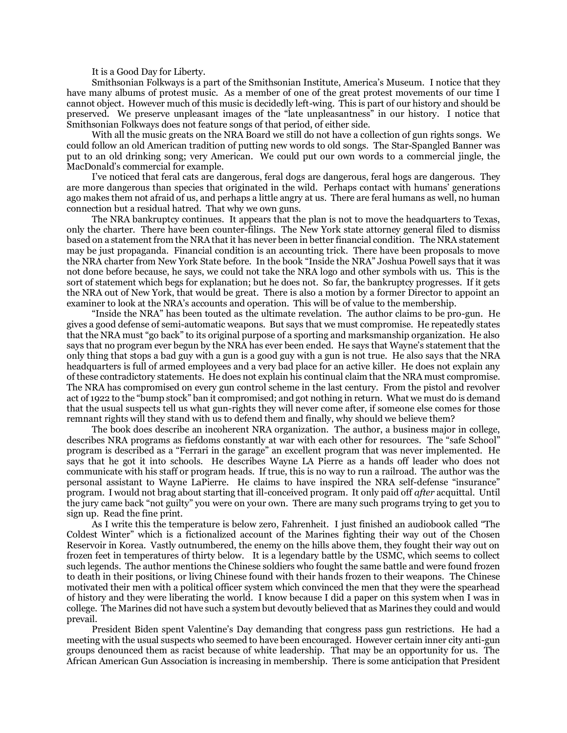It is a Good Day for Liberty.

Smithsonian Folkways is a part of the Smithsonian Institute, America's Museum. I notice that they have many albums of protest music. As a member of one of the great protest movements of our time I cannot object. However much of this music is decidedly left-wing. This is part of our history and should be preserved. We preserve unpleasant images of the "late unpleasantness" in our history. I notice that Smithsonian Folkways does not feature songs of that period, of either side.

With all the music greats on the NRA Board we still do not have a collection of gun rights songs. We could follow an old American tradition of putting new words to old songs. The Star-Spangled Banner was put to an old drinking song; very American. We could put our own words to a commercial jingle, the MacDonald's commercial for example.

I've noticed that feral cats are dangerous, feral dogs are dangerous, feral hogs are dangerous. They are more dangerous than species that originated in the wild. Perhaps contact with humans' generations ago makes them not afraid of us, and perhaps a little angry at us. There are feral humans as well, no human connection but a residual hatred. That why we own guns.

The NRA bankruptcy continues. It appears that the plan is not to move the headquarters to Texas, only the charter. There have been counter-filings. The New York state attorney general filed to dismiss based on a statement from the NRA that it has never been in better financial condition. The NRA statement may be just propaganda. Financial condition is an accounting trick. There have been proposals to move the NRA charter from New York State before. In the book "Inside the NRA" Joshua Powell says that it was not done before because, he says, we could not take the NRA logo and other symbols with us. This is the sort of statement which begs for explanation; but he does not. So far, the bankruptcy progresses. If it gets the NRA out of New York, that would be great. There is also a motion by a former Director to appoint an examiner to look at the NRA's accounts and operation. This will be of value to the membership.

"Inside the NRA" has been touted as the ultimate revelation. The author claims to be pro-gun. He gives a good defense of semi-automatic weapons. But says that we must compromise. He repeatedly states that the NRA must "go back" to its original purpose of a sporting and marksmanship organization. He also says that no program ever begun by the NRA has ever been ended. He says that Wayne's statement that the only thing that stops a bad guy with a gun is a good guy with a gun is not true. He also says that the NRA headquarters is full of armed employees and a very bad place for an active killer. He does not explain any of these contradictory statements. He does not explain his continual claim that the NRA must compromise. The NRA has compromised on every gun control scheme in the last century. From the pistol and revolver act of 1922 to the "bump stock" ban it compromised; and got nothing in return. What we must do is demand that the usual suspects tell us what gun-rights they will never come after, if someone else comes for those remnant rights will they stand with us to defend them and finally, why should we believe them?

The book does describe an incoherent NRA organization. The author, a business major in college, describes NRA programs as fiefdoms constantly at war with each other for resources. The "safe School" program is described as a "Ferrari in the garage" an excellent program that was never implemented. He says that he got it into schools. He describes Wayne LA Pierre as a hands off leader who does not communicate with his staff or program heads. If true, this is no way to run a railroad. The author was the personal assistant to Wayne LaPierre. He claims to have inspired the NRA self-defense "insurance" program. I would not brag about starting that ill-conceived program. It only paid off *after* acquittal. Until the jury came back "not guilty" you were on your own. There are many such programs trying to get you to sign up. Read the fine print.

As I write this the temperature is below zero, Fahrenheit. I just finished an audiobook called "The Coldest Winter" which is a fictionalized account of the Marines fighting their way out of the Chosen Reservoir in Korea. Vastly outnumbered, the enemy on the hills above them, they fought their way out on frozen feet in temperatures of thirty below. It is a legendary battle by the USMC, which seems to collect such legends. The author mentions the Chinese soldiers who fought the same battle and were found frozen to death in their positions, or living Chinese found with their hands frozen to their weapons. The Chinese motivated their men with a political officer system which convinced the men that they were the spearhead of history and they were liberating the world. I know because I did a paper on this system when I was in college. The Marines did not have such a system but devoutly believed that as Marines they could and would prevail.

President Biden spent Valentine's Day demanding that congress pass gun restrictions. He had a meeting with the usual suspects who seemed to have been encouraged. However certain inner city anti-gun groups denounced them as racist because of white leadership. That may be an opportunity for us. The African American Gun Association is increasing in membership. There is some anticipation that President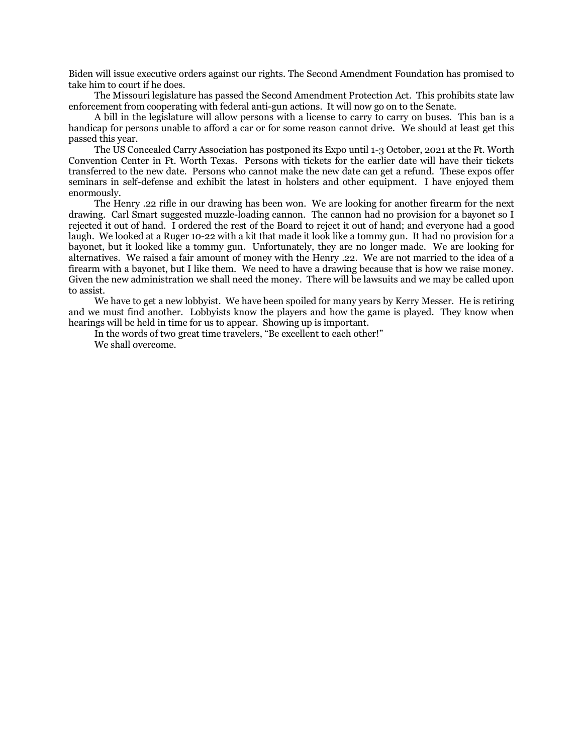Biden will issue executive orders against our rights. The Second Amendment Foundation has promised to take him to court if he does.

The Missouri legislature has passed the Second Amendment Protection Act. This prohibits state law enforcement from cooperating with federal anti-gun actions. It will now go on to the Senate.

A bill in the legislature will allow persons with a license to carry to carry on buses. This ban is a handicap for persons unable to afford a car or for some reason cannot drive. We should at least get this passed this year.

The US Concealed Carry Association has postponed its Expo until 1-3 October, 2021 at the Ft. Worth Convention Center in Ft. Worth Texas. Persons with tickets for the earlier date will have their tickets transferred to the new date. Persons who cannot make the new date can get a refund. These expos offer seminars in self-defense and exhibit the latest in holsters and other equipment. I have enjoyed them enormously.

The Henry .22 rifle in our drawing has been won. We are looking for another firearm for the next drawing. Carl Smart suggested muzzle-loading cannon. The cannon had no provision for a bayonet so I rejected it out of hand. I ordered the rest of the Board to reject it out of hand; and everyone had a good laugh. We looked at a Ruger 10-22 with a kit that made it look like a tommy gun. It had no provision for a bayonet, but it looked like a tommy gun. Unfortunately, they are no longer made. We are looking for alternatives. We raised a fair amount of money with the Henry .22. We are not married to the idea of a firearm with a bayonet, but I like them. We need to have a drawing because that is how we raise money. Given the new administration we shall need the money. There will be lawsuits and we may be called upon to assist.

We have to get a new lobbyist. We have been spoiled for many years by Kerry Messer. He is retiring and we must find another. Lobbyists know the players and how the game is played. They know when hearings will be held in time for us to appear. Showing up is important.

In the words of two great time travelers, "Be excellent to each other!"

We shall overcome.